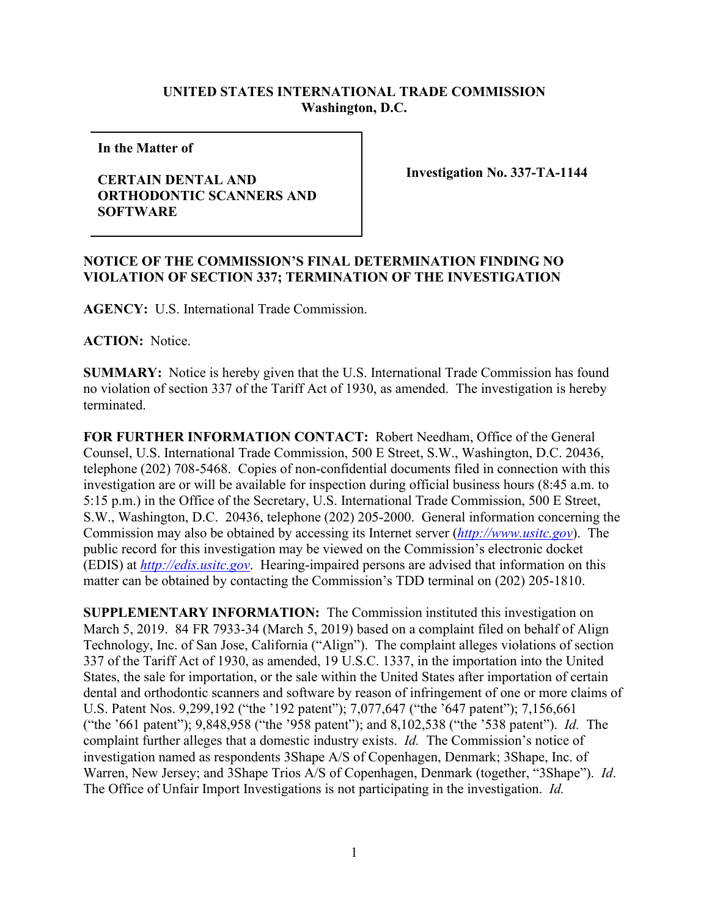**UNITED STATES INTERNATIONAL TRADE COMMISSION**
**Washington, D.C.**

| **In the Matter of** <br><br> **CERTAIN DENTAL AND ORTHODONTIC SCANNERS AND SOFTWARE** | **Investigation No. 337-TA-1144** |
|---|---|

**NOTICE OF THE COMMISSION'S FINAL DETERMINATION FINDING NO VIOLATION OF SECTION 337; TERMINATION OF THE INVESTIGATION**

**AGENCY:** U.S. International Trade Commission.

**ACTION:** Notice.

**SUMMARY:** Notice is hereby given that the U.S. International Trade Commission has found no violation of section 337 of the Tariff Act of 1930, as amended. The investigation is hereby terminated.

**FOR FURTHER INFORMATION CONTACT:** Robert Needham, Office of the General Counsel, U.S. International Trade Commission, 500 E Street, S.W., Washington, D.C. 20436, telephone (202) 708-5468. Copies of non-confidential documents filed in connection with this investigation are or will be available for inspection during official business hours (8:45 a.m. to 5:15 p.m.) in the Office of the Secretary, U.S. International Trade Commission, 500 E Street, S.W., Washington, D.C. 20436, telephone (202) 205-2000. General information concerning the Commission may also be obtained by accessing its Internet server (*http://www.usitc.gov*). The public record for this investigation may be viewed on the Commission's electronic docket (EDIS) at *http://edis.usitc.gov*. Hearing-impaired persons are advised that information on this matter can be obtained by contacting the Commission's TDD terminal on (202) 205-1810.

**SUPPLEMENTARY INFORMATION:** The Commission instituted this investigation on March 5, 2019. 84 FR 7933-34 (March 5, 2019) based on a complaint filed on behalf of Align Technology, Inc. of San Jose, California ("Align"). The complaint alleges violations of section 337 of the Tariff Act of 1930, as amended, 19 U.S.C. 1337, in the importation into the United States, the sale for importation, or the sale within the United States after importation of certain dental and orthodontic scanners and software by reason of infringement of one or more claims of U.S. Patent Nos. 9,299,192 ("the '192 patent"); 7,077,647 ("the '647 patent"); 7,156,661 ("the '661 patent"); 9,848,958 ("the '958 patent"); and 8,102,538 ("the '538 patent"). *Id.* The complaint further alleges that a domestic industry exists. *Id.* The Commission's notice of investigation named as respondents 3Shape A/S of Copenhagen, Denmark; 3Shape, Inc. of Warren, New Jersey; and 3Shape Trios A/S of Copenhagen, Denmark (together, "3Shape"). *Id*. The Office of Unfair Import Investigations is not participating in the investigation. *Id.*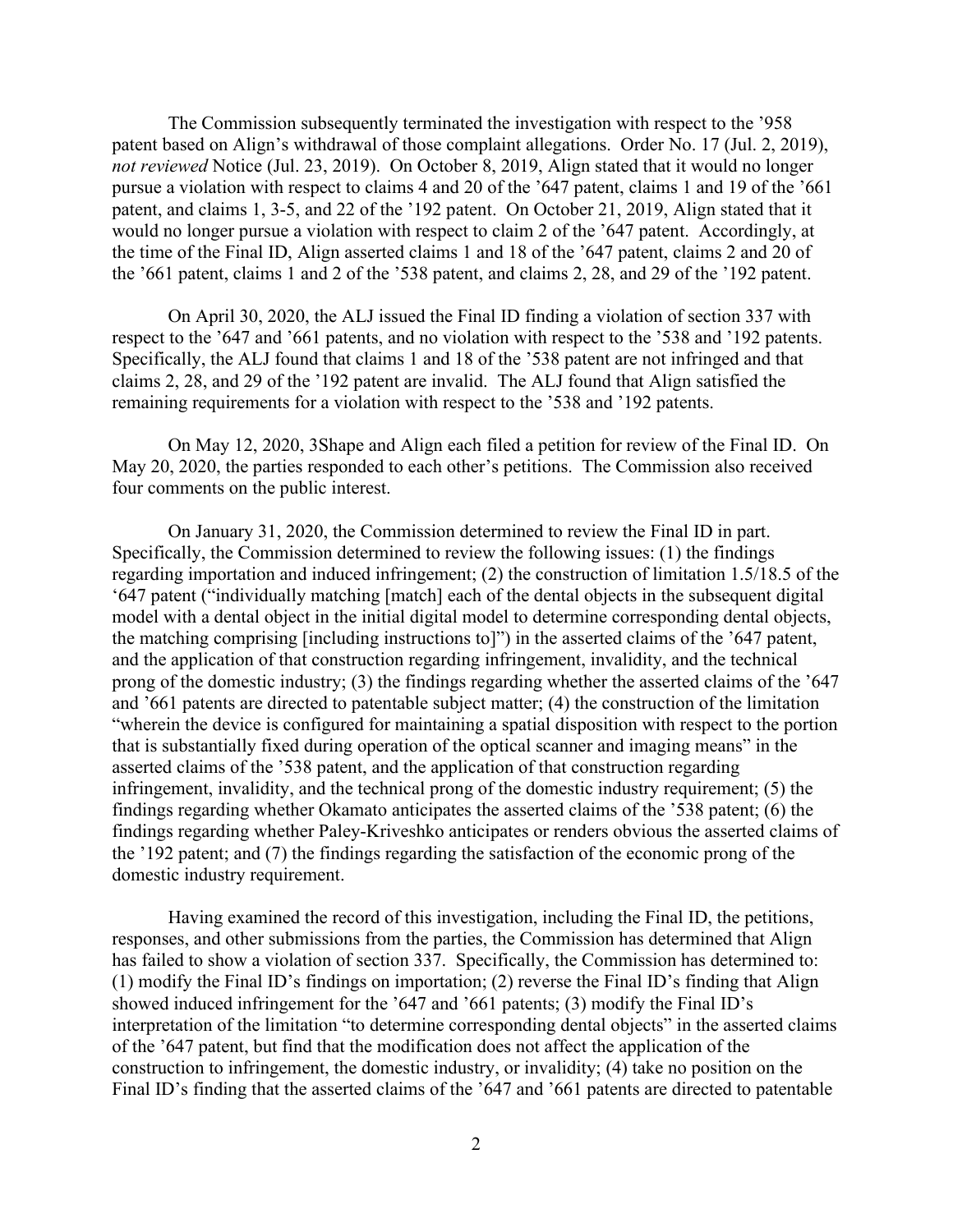The Commission subsequently terminated the investigation with respect to the '958 patent based on Align's withdrawal of those complaint allegations. Order No. 17 (Jul. 2, 2019), *not reviewed* Notice (Jul. 23, 2019). On October 8, 2019, Align stated that it would no longer pursue a violation with respect to claims 4 and 20 of the '647 patent, claims 1 and 19 of the '661 patent, and claims 1, 3-5, and 22 of the '192 patent. On October 21, 2019, Align stated that it would no longer pursue a violation with respect to claim 2 of the '647 patent. Accordingly, at the time of the Final ID, Align asserted claims 1 and 18 of the '647 patent, claims 2 and 20 of the '661 patent, claims 1 and 2 of the '538 patent, and claims 2, 28, and 29 of the '192 patent.

On April 30, 2020, the ALJ issued the Final ID finding a violation of section 337 with respect to the '647 and '661 patents, and no violation with respect to the '538 and '192 patents. Specifically, the ALJ found that claims 1 and 18 of the '538 patent are not infringed and that claims 2, 28, and 29 of the '192 patent are invalid. The ALJ found that Align satisfied the remaining requirements for a violation with respect to the '538 and '192 patents.

On May 12, 2020, 3Shape and Align each filed a petition for review of the Final ID. On May 20, 2020, the parties responded to each other's petitions. The Commission also received four comments on the public interest.

On January 31, 2020, the Commission determined to review the Final ID in part. Specifically, the Commission determined to review the following issues: (1) the findings regarding importation and induced infringement; (2) the construction of limitation 1.5/18.5 of the '647 patent ("individually matching [match] each of the dental objects in the subsequent digital model with a dental object in the initial digital model to determine corresponding dental objects, the matching comprising [including instructions to]") in the asserted claims of the '647 patent, and the application of that construction regarding infringement, invalidity, and the technical prong of the domestic industry; (3) the findings regarding whether the asserted claims of the '647 and '661 patents are directed to patentable subject matter; (4) the construction of the limitation "wherein the device is configured for maintaining a spatial disposition with respect to the portion that is substantially fixed during operation of the optical scanner and imaging means" in the asserted claims of the '538 patent, and the application of that construction regarding infringement, invalidity, and the technical prong of the domestic industry requirement; (5) the findings regarding whether Okamato anticipates the asserted claims of the '538 patent; (6) the findings regarding whether Paley-Kriveshko anticipates or renders obvious the asserted claims of the '192 patent; and (7) the findings regarding the satisfaction of the economic prong of the domestic industry requirement.

Having examined the record of this investigation, including the Final ID, the petitions, responses, and other submissions from the parties, the Commission has determined that Align has failed to show a violation of section 337. Specifically, the Commission has determined to: (1) modify the Final ID's findings on importation; (2) reverse the Final ID's finding that Align showed induced infringement for the '647 and '661 patents; (3) modify the Final ID's interpretation of the limitation "to determine corresponding dental objects" in the asserted claims of the '647 patent, but find that the modification does not affect the application of the construction to infringement, the domestic industry, or invalidity; (4) take no position on the Final ID's finding that the asserted claims of the '647 and '661 patents are directed to patentable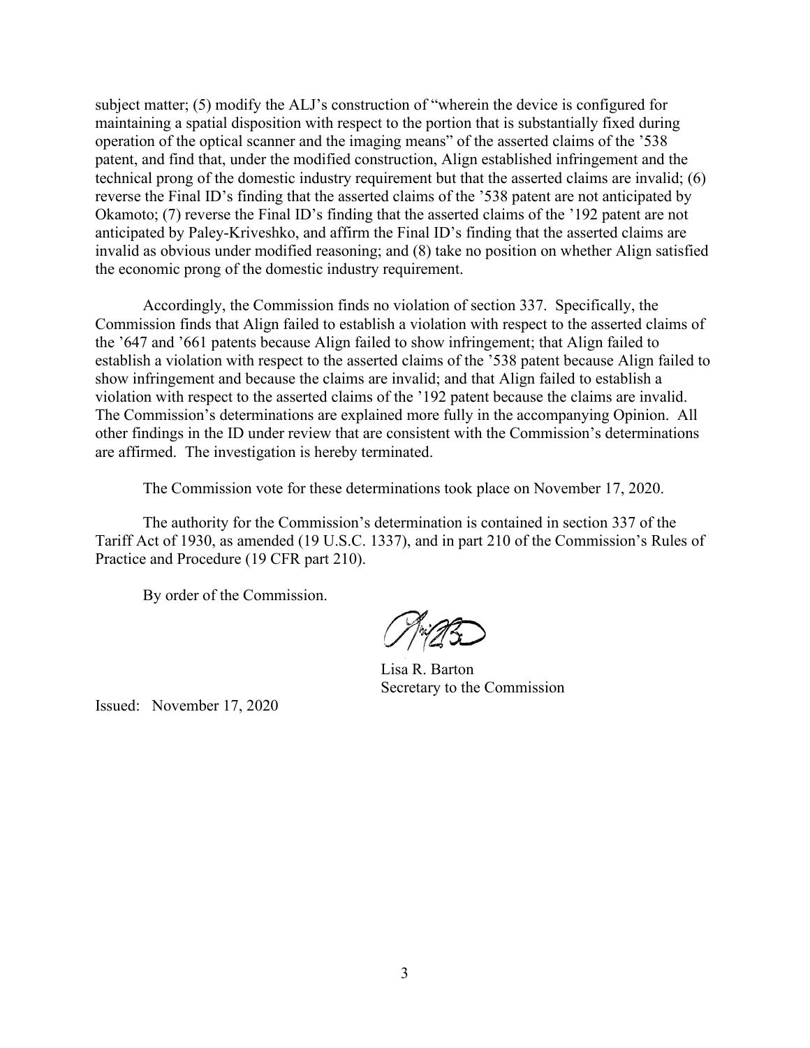subject matter; (5) modify the ALJ's construction of "wherein the device is configured for maintaining a spatial disposition with respect to the portion that is substantially fixed during operation of the optical scanner and the imaging means" of the asserted claims of the '538 patent, and find that, under the modified construction, Align established infringement and the technical prong of the domestic industry requirement but that the asserted claims are invalid; (6) reverse the Final ID's finding that the asserted claims of the '538 patent are not anticipated by Okamoto; (7) reverse the Final ID's finding that the asserted claims of the '192 patent are not anticipated by Paley-Kriveshko, and affirm the Final ID's finding that the asserted claims are invalid as obvious under modified reasoning; and (8) take no position on whether Align satisfied the economic prong of the domestic industry requirement.

Accordingly, the Commission finds no violation of section 337. Specifically, the Commission finds that Align failed to establish a violation with respect to the asserted claims of the '647 and '661 patents because Align failed to show infringement; that Align failed to establish a violation with respect to the asserted claims of the '538 patent because Align failed to show infringement and because the claims are invalid; and that Align failed to establish a violation with respect to the asserted claims of the '192 patent because the claims are invalid. The Commission's determinations are explained more fully in the accompanying Opinion. All other findings in the ID under review that are consistent with the Commission's determinations are affirmed. The investigation is hereby terminated.

The Commission vote for these determinations took place on November 17, 2020.

The authority for the Commission's determination is contained in section 337 of the Tariff Act of 1930, as amended (19 U.S.C. 1337), and in part 210 of the Commission's Rules of Practice and Procedure (19 CFR part 210).

By order of the Commission.

Lisa R. Barton
Secretary to the Commission

Issued: November 17, 2020